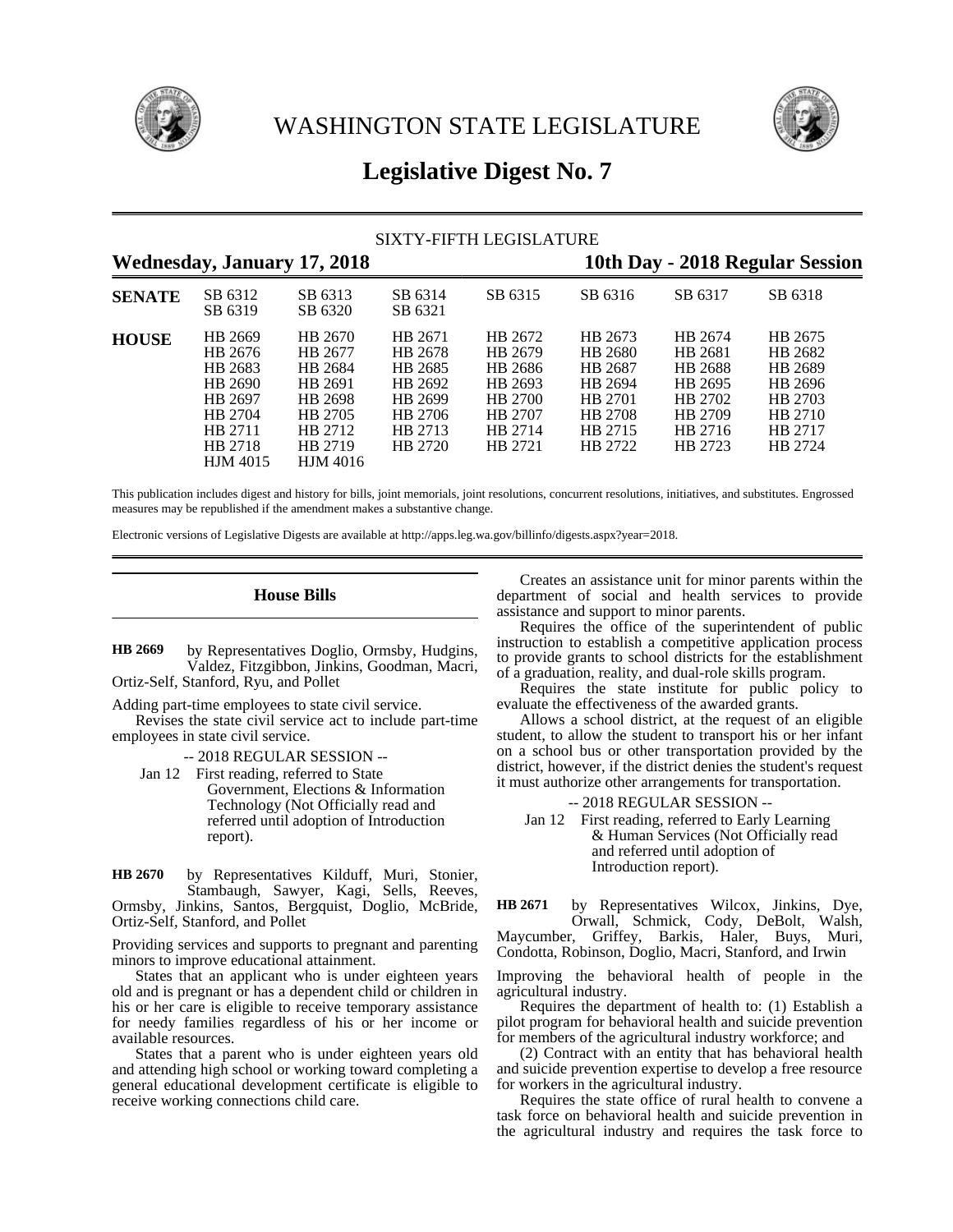# WASHINGTON STATE LEGISLATURE

## Legislative Digest No. 7

SIXTY-FIFTH LEGISLATURE

**Wednesday, January 17, 2018** | **10th Day - 2018 Regular Session**

| | | | | | | | |
|---|---|---|---|---|---|---|---|
| **SENATE** | SB 6312 | SB 6313 | SB 6314 | SB 6315 | SB 6316 | SB 6317 | SB 6318 |
| | SB 6319 | SB 6320 | SB 6321 | | | | |
| **HOUSE** | HB 2669 | HB 2670 | HB 2671 | HB 2672 | HB 2673 | HB 2674 | HB 2675 |
| | HB 2676 | HB 2677 | HB 2678 | HB 2679 | HB 2680 | HB 2681 | HB 2682 |
| | HB 2683 | HB 2684 | HB 2685 | HB 2686 | HB 2687 | HB 2688 | HB 2689 |
| | HB 2690 | HB 2691 | HB 2692 | HB 2693 | HB 2694 | HB 2695 | HB 2696 |
| | HB 2697 | HB 2698 | HB 2699 | HB 2700 | HB 2701 | HB 2702 | HB 2703 |
| | HB 2704 | HB 2705 | HB 2706 | HB 2707 | HB 2708 | HB 2709 | HB 2710 |
| | HB 2711 | HB 2712 | HB 2713 | HB 2714 | HB 2715 | HB 2716 | HB 2717 |
| | HB 2718 | HB 2719 | HB 2720 | HB 2721 | HB 2722 | HB 2723 | HB 2724 |
| | HJM 4015 | HJM 4016 | | | | | |

This publication includes digest and history for bills, joint memorials, joint resolutions, concurrent resolutions, initiatives, and substitutes. Engrossed measures may be republished if the amendment makes a substantive change.

Electronic versions of Legislative Digests are available at http://apps.leg.wa.gov/billinfo/digests.aspx?year=2018.

### House Bills

**HB 2669** by Representatives Doglio, Ormsby, Hudgins, Valdez, Fitzgibbon, Jinkins, Goodman, Macri, Ortiz-Self, Stanford, Ryu, and Pollet

Adding part-time employees to state civil service.

Revises the state civil service act to include part-time employees in state civil service.

-- 2018 REGULAR SESSION --

Jan 12 First reading, referred to State Government, Elections & Information Technology (Not Officially read and referred until adoption of Introduction report).

**HB 2670** by Representatives Kilduff, Muri, Stonier, Stambaugh, Sawyer, Kagi, Sells, Reeves, Ormsby, Jinkins, Santos, Bergquist, Doglio, McBride, Ortiz-Self, Stanford, and Pollet

Providing services and supports to pregnant and parenting minors to improve educational attainment.

States that an applicant who is under eighteen years old and is pregnant or has a dependent child or children in his or her care is eligible to receive temporary assistance for needy families regardless of his or her income or available resources.

States that a parent who is under eighteen years old and attending high school or working toward completing a general educational development certificate is eligible to receive working connections child care.

Creates an assistance unit for minor parents within the department of social and health services to provide assistance and support to minor parents.

Requires the office of the superintendent of public instruction to establish a competitive application process to provide grants to school districts for the establishment of a graduation, reality, and dual-role skills program.

Requires the state institute for public policy to evaluate the effectiveness of the awarded grants.

Allows a school district, at the request of an eligible student, to allow the student to transport his or her infant on a school bus or other transportation provided by the district, however, if the district denies the student's request it must authorize other arrangements for transportation.

-- 2018 REGULAR SESSION --

Jan 12 First reading, referred to Early Learning & Human Services (Not Officially read and referred until adoption of Introduction report).

**HB 2671** by Representatives Wilcox, Jinkins, Dye, Orwall, Schmick, Cody, DeBolt, Walsh, Maycumber, Griffey, Barkis, Haler, Buys, Muri, Condotta, Robinson, Doglio, Macri, Stanford, and Irwin

Improving the behavioral health of people in the agricultural industry.

Requires the department of health to: (1) Establish a pilot program for behavioral health and suicide prevention for members of the agricultural industry workforce; and

(2) Contract with an entity that has behavioral health and suicide prevention expertise to develop a free resource for workers in the agricultural industry.

Requires the state office of rural health to convene a task force on behavioral health and suicide prevention in the agricultural industry and requires the task force to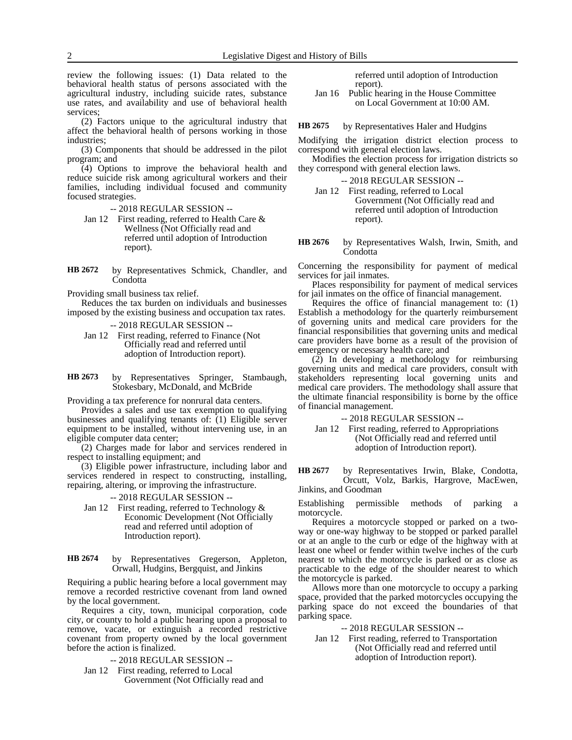review the following issues: (1) Data related to the behavioral health status of persons associated with the agricultural industry, including suicide rates, substance use rates, and availability and use of behavioral health services;

(2) Factors unique to the agricultural industry that affect the behavioral health of persons working in those industries;

(3) Components that should be addressed in the pilot program; and

(4) Options to improve the behavioral health and reduce suicide risk among agricultural workers and their families, including individual focused and community focused strategies.

-- 2018 REGULAR SESSION --

Jan 12 First reading, referred to Health Care & Wellness (Not Officially read and referred until adoption of Introduction report).

**HB 2672** by Representatives Schmick, Chandler, and Condotta

Providing small business tax relief.

Reduces the tax burden on individuals and businesses imposed by the existing business and occupation tax rates.

-- 2018 REGULAR SESSION --

Jan 12 First reading, referred to Finance (Not Officially read and referred until adoption of Introduction report).

**HB 2673** by Representatives Springer, Stambaugh, Stokesbary, McDonald, and McBride

Providing a tax preference for nonrural data centers.

Provides a sales and use tax exemption to qualifying businesses and qualifying tenants of: (1) Eligible server equipment to be installed, without intervening use, in an eligible computer data center;

(2) Charges made for labor and services rendered in respect to installing equipment; and

(3) Eligible power infrastructure, including labor and services rendered in respect to constructing, installing, repairing, altering, or improving the infrastructure.

-- 2018 REGULAR SESSION --

Jan 12 First reading, referred to Technology & Economic Development (Not Officially read and referred until adoption of Introduction report).

**HB 2674** by Representatives Gregerson, Appleton, Orwall, Hudgins, Bergquist, and Jinkins

Requiring a public hearing before a local government may remove a recorded restrictive covenant from land owned by the local government.

Requires a city, town, municipal corporation, code city, or county to hold a public hearing upon a proposal to remove, vacate, or extinguish a recorded restrictive covenant from property owned by the local government before the action is finalized.

-- 2018 REGULAR SESSION --

Jan 12 First reading, referred to Local Government (Not Officially read and referred until adoption of Introduction report).

Jan 16 Public hearing in the House Committee on Local Government at 10:00 AM.

**HB 2675** by Representatives Haler and Hudgins

Modifying the irrigation district election process to correspond with general election laws.

Modifies the election process for irrigation districts so they correspond with general election laws.

-- 2018 REGULAR SESSION --

Jan 12 First reading, referred to Local Government (Not Officially read and referred until adoption of Introduction report).

**HB 2676** by Representatives Walsh, Irwin, Smith, and Condotta

Concerning the responsibility for payment of medical services for jail inmates.

Places responsibility for payment of medical services for jail inmates on the office of financial management.

Requires the office of financial management to: (1) Establish a methodology for the quarterly reimbursement of governing units and medical care providers for the financial responsibilities that governing units and medical care providers have borne as a result of the provision of emergency or necessary health care; and

(2) In developing a methodology for reimbursing governing units and medical care providers, consult with stakeholders representing local governing units and medical care providers. The methodology shall assure that the ultimate financial responsibility is borne by the office of financial management.

-- 2018 REGULAR SESSION --

Jan 12 First reading, referred to Appropriations (Not Officially read and referred until adoption of Introduction report).

**HB 2677** by Representatives Irwin, Blake, Condotta, Orcutt, Volz, Barkis, Hargrove, MacEwen, Jinkins, and Goodman

Establishing permissible methods of parking a motorcycle.

Requires a motorcycle stopped or parked on a two-way or one-way highway to be stopped or parked parallel or at an angle to the curb or edge of the highway with at least one wheel or fender within twelve inches of the curb nearest to which the motorcycle is parked or as close as practicable to the edge of the shoulder nearest to which the motorcycle is parked.

Allows more than one motorcycle to occupy a parking space, provided that the parked motorcycles occupying the parking space do not exceed the boundaries of that parking space.

-- 2018 REGULAR SESSION --

Jan 12 First reading, referred to Transportation (Not Officially read and referred until adoption of Introduction report).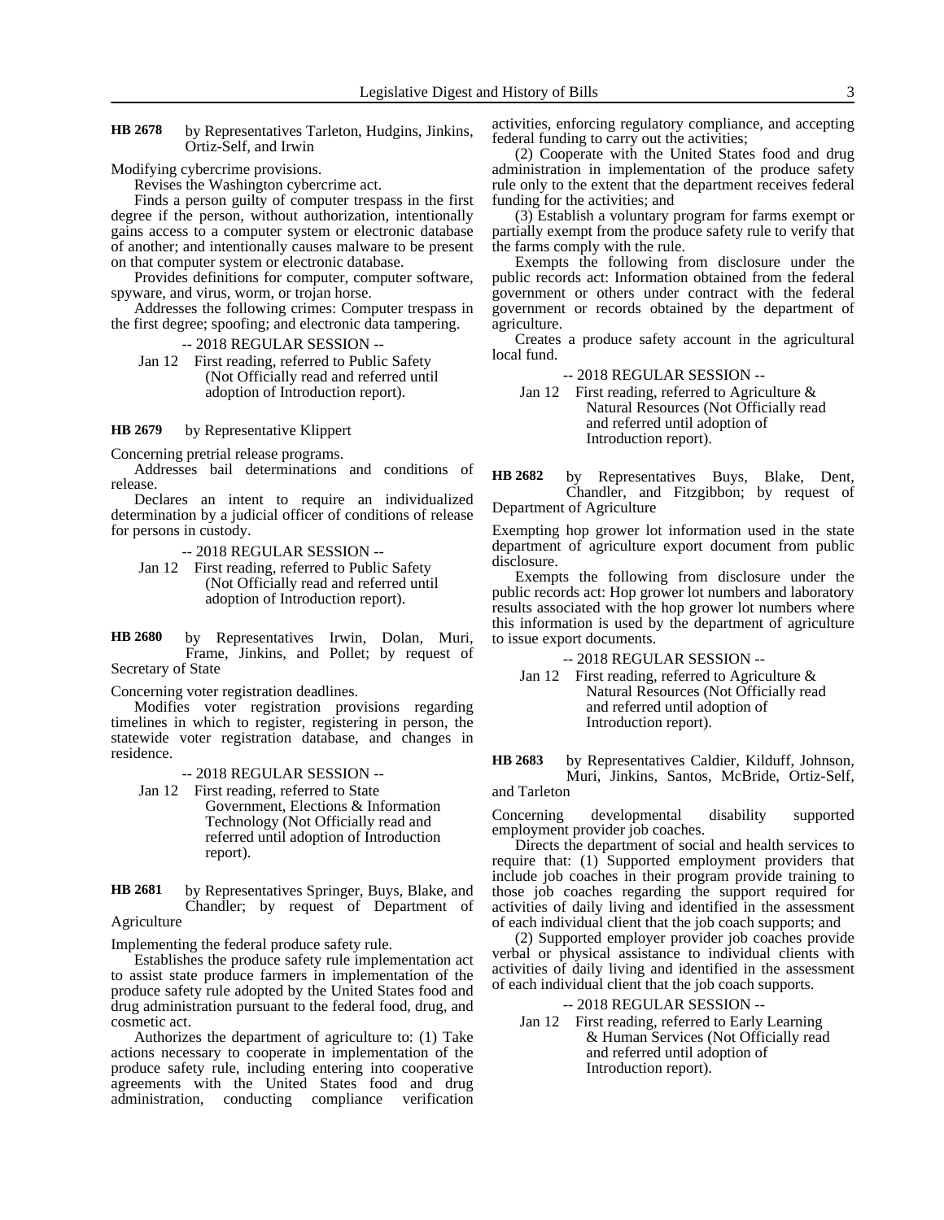**HB 2678** by Representatives Tarleton, Hudgins, Jinkins, Ortiz-Self, and Irwin

Modifying cybercrime provisions.

Revises the Washington cybercrime act.

Finds a person guilty of computer trespass in the first degree if the person, without authorization, intentionally gains access to a computer system or electronic database of another; and intentionally causes malware to be present on that computer system or electronic database.

Provides definitions for computer, computer software, spyware, and virus, worm, or trojan horse.

Addresses the following crimes: Computer trespass in the first degree; spoofing; and electronic data tampering.

-- 2018 REGULAR SESSION --

Jan 12 First reading, referred to Public Safety (Not Officially read and referred until adoption of Introduction report).

**HB 2679** by Representative Klippert

Concerning pretrial release programs.

Addresses bail determinations and conditions of release.

Declares an intent to require an individualized determination by a judicial officer of conditions of release for persons in custody.

-- 2018 REGULAR SESSION --

Jan 12 First reading, referred to Public Safety (Not Officially read and referred until adoption of Introduction report).

**HB 2680** by Representatives Irwin, Dolan, Muri, Frame, Jinkins, and Pollet; by request of Secretary of State

Concerning voter registration deadlines.

Modifies voter registration provisions regarding timelines in which to register, registering in person, the statewide voter registration database, and changes in residence.

-- 2018 REGULAR SESSION --

Jan 12 First reading, referred to State Government, Elections & Information Technology (Not Officially read and referred until adoption of Introduction report).

**HB 2681** by Representatives Springer, Buys, Blake, and Chandler; by request of Department of Agriculture

Implementing the federal produce safety rule.

Establishes the produce safety rule implementation act to assist state produce farmers in implementation of the produce safety rule adopted by the United States food and drug administration pursuant to the federal food, drug, and cosmetic act.

Authorizes the department of agriculture to: (1) Take actions necessary to cooperate in implementation of the produce safety rule, including entering into cooperative agreements with the United States food and drug administration, conducting compliance verification activities, enforcing regulatory compliance, and accepting federal funding to carry out the activities;

(2) Cooperate with the United States food and drug administration in implementation of the produce safety rule only to the extent that the department receives federal funding for the activities; and

(3) Establish a voluntary program for farms exempt or partially exempt from the produce safety rule to verify that the farms comply with the rule.

Exempts the following from disclosure under the public records act: Information obtained from the federal government or others under contract with the federal government or records obtained by the department of agriculture.

Creates a produce safety account in the agricultural local fund.

-- 2018 REGULAR SESSION --

Jan 12 First reading, referred to Agriculture & Natural Resources (Not Officially read and referred until adoption of Introduction report).

**HB 2682** by Representatives Buys, Blake, Dent, Chandler, and Fitzgibbon; by request of Department of Agriculture

Exempting hop grower lot information used in the state department of agriculture export document from public disclosure.

Exempts the following from disclosure under the public records act: Hop grower lot numbers and laboratory results associated with the hop grower lot numbers where this information is used by the department of agriculture to issue export documents.

-- 2018 REGULAR SESSION --

Jan 12 First reading, referred to Agriculture & Natural Resources (Not Officially read and referred until adoption of Introduction report).

**HB 2683** by Representatives Caldier, Kilduff, Johnson, Muri, Jinkins, Santos, McBride, Ortiz-Self, and Tarleton

Concerning developmental disability supported employment provider job coaches.

Directs the department of social and health services to require that: (1) Supported employment providers that include job coaches in their program provide training to those job coaches regarding the support required for activities of daily living and identified in the assessment of each individual client that the job coach supports; and

(2) Supported employer provider job coaches provide verbal or physical assistance to individual clients with activities of daily living and identified in the assessment of each individual client that the job coach supports.

-- 2018 REGULAR SESSION --

Jan 12 First reading, referred to Early Learning & Human Services (Not Officially read and referred until adoption of Introduction report).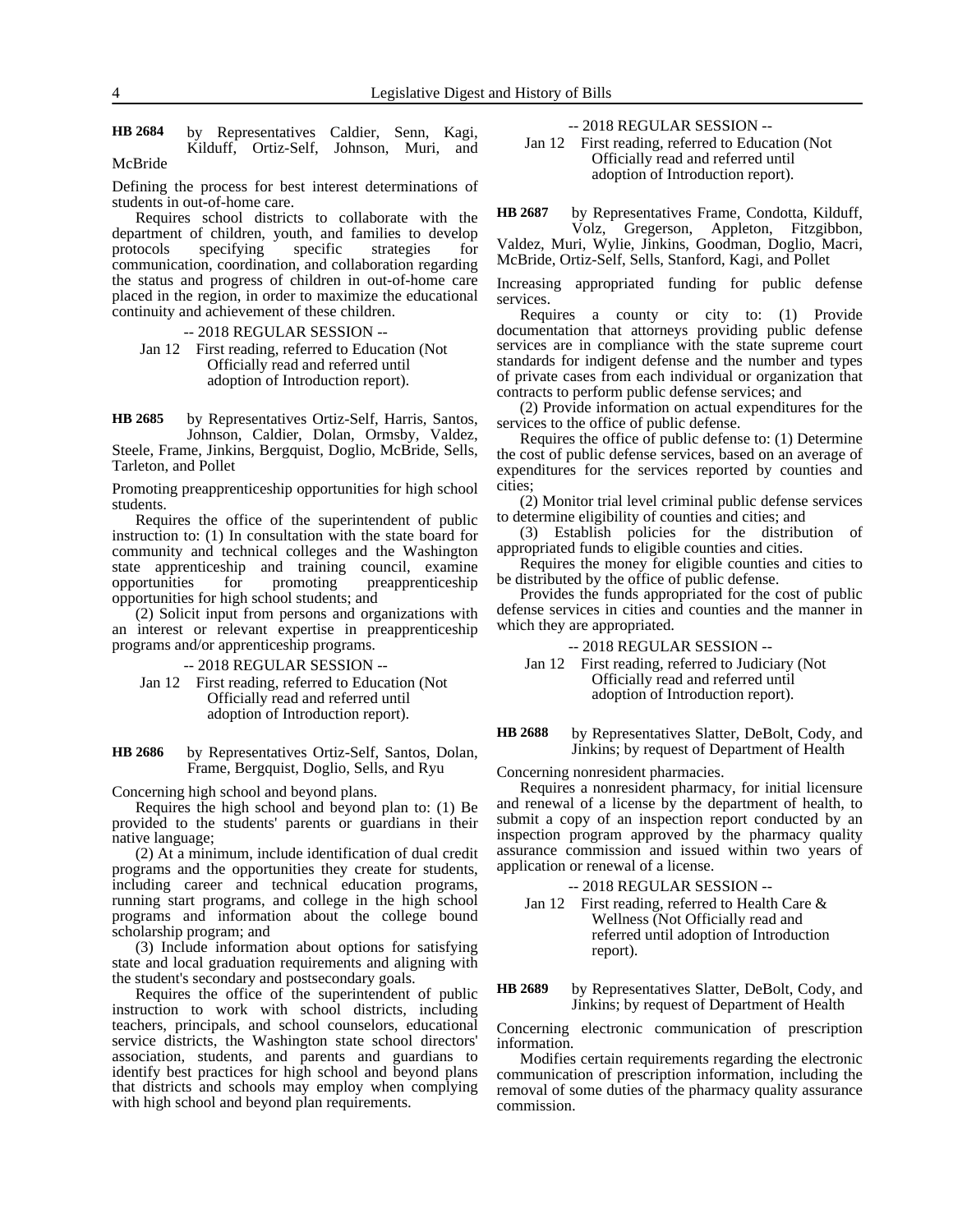**HB 2684** by Representatives Caldier, Senn, Kagi, Kilduff, Ortiz-Self, Johnson, Muri, and McBride

Defining the process for best interest determinations of students in out-of-home care.

Requires school districts to collaborate with the department of children, youth, and families to develop protocols specifying specific strategies for communication, coordination, and collaboration regarding the status and progress of children in out-of-home care placed in the region, in order to maximize the educational continuity and achievement of these children.

-- 2018 REGULAR SESSION --

Jan 12 First reading, referred to Education (Not Officially read and referred until adoption of Introduction report).

**HB 2685** by Representatives Ortiz-Self, Harris, Santos, Johnson, Caldier, Dolan, Ormsby, Valdez, Steele, Frame, Jinkins, Bergquist, Doglio, McBride, Sells, Tarleton, and Pollet

Promoting preapprenticeship opportunities for high school students.

Requires the office of the superintendent of public instruction to: (1) In consultation with the state board for community and technical colleges and the Washington state apprenticeship and training council, examine opportunities for promoting preapprenticeship opportunities for high school students; and

(2) Solicit input from persons and organizations with an interest or relevant expertise in preapprenticeship programs and/or apprenticeship programs.

-- 2018 REGULAR SESSION --

Jan 12 First reading, referred to Education (Not Officially read and referred until adoption of Introduction report).

**HB 2686** by Representatives Ortiz-Self, Santos, Dolan, Frame, Bergquist, Doglio, Sells, and Ryu

Concerning high school and beyond plans.

Requires the high school and beyond plan to: (1) Be provided to the students' parents or guardians in their native language;

(2) At a minimum, include identification of dual credit programs and the opportunities they create for students, including career and technical education programs, running start programs, and college in the high school programs and information about the college bound scholarship program; and

(3) Include information about options for satisfying state and local graduation requirements and aligning with the student's secondary and postsecondary goals.

Requires the office of the superintendent of public instruction to work with school districts, including teachers, principals, and school counselors, educational service districts, the Washington state school directors' association, students, and parents and guardians to identify best practices for high school and beyond plans that districts and schools may employ when complying with high school and beyond plan requirements.

-- 2018 REGULAR SESSION --

Jan 12 First reading, referred to Education (Not Officially read and referred until adoption of Introduction report).

**HB 2687** by Representatives Frame, Condotta, Kilduff, Volz, Gregerson, Appleton, Fitzgibbon, Valdez, Muri, Wylie, Jinkins, Goodman, Doglio, Macri, McBride, Ortiz-Self, Sells, Stanford, Kagi, and Pollet

Increasing appropriated funding for public defense services.

Requires a county or city to: (1) Provide documentation that attorneys providing public defense services are in compliance with the state supreme court standards for indigent defense and the number and types of private cases from each individual or organization that contracts to perform public defense services; and

(2) Provide information on actual expenditures for the services to the office of public defense.

Requires the office of public defense to: (1) Determine the cost of public defense services, based on an average of expenditures for the services reported by counties and cities;

(2) Monitor trial level criminal public defense services to determine eligibility of counties and cities; and

(3) Establish policies for the distribution of appropriated funds to eligible counties and cities.

Requires the money for eligible counties and cities to be distributed by the office of public defense.

Provides the funds appropriated for the cost of public defense services in cities and counties and the manner in which they are appropriated.

-- 2018 REGULAR SESSION --

Jan 12 First reading, referred to Judiciary (Not Officially read and referred until adoption of Introduction report).

**HB 2688** by Representatives Slatter, DeBolt, Cody, and Jinkins; by request of Department of Health

Concerning nonresident pharmacies.

Requires a nonresident pharmacy, for initial licensure and renewal of a license by the department of health, to submit a copy of an inspection report conducted by an inspection program approved by the pharmacy quality assurance commission and issued within two years of application or renewal of a license.

-- 2018 REGULAR SESSION --

Jan 12 First reading, referred to Health Care & Wellness (Not Officially read and referred until adoption of Introduction report).

**HB 2689** by Representatives Slatter, DeBolt, Cody, and Jinkins; by request of Department of Health

Concerning electronic communication of prescription information.

Modifies certain requirements regarding the electronic communication of prescription information, including the removal of some duties of the pharmacy quality assurance commission.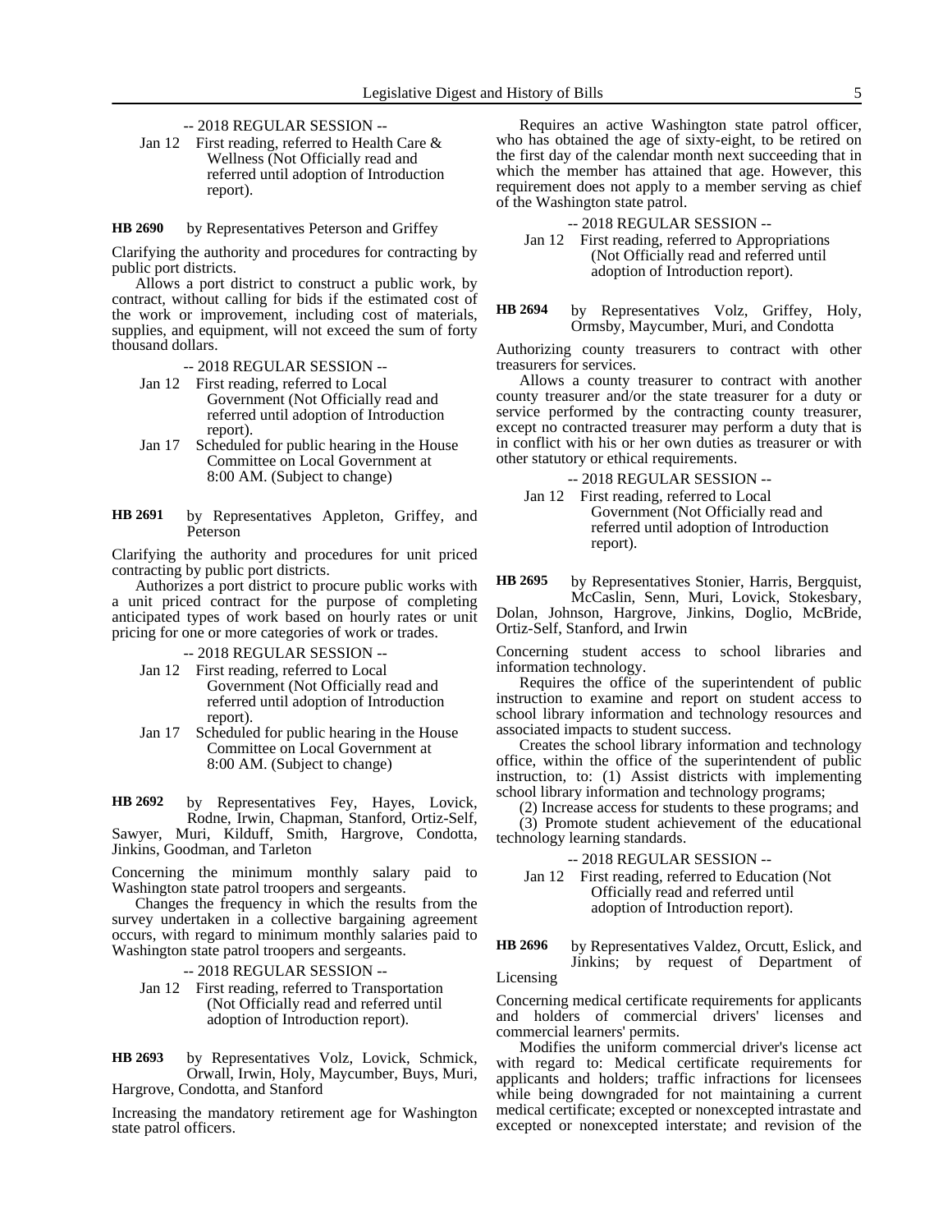-- 2018 REGULAR SESSION --

Jan 12 First reading, referred to Health Care & Wellness (Not Officially read and referred until adoption of Introduction report).

**HB 2690** by Representatives Peterson and Griffey

Clarifying the authority and procedures for contracting by public port districts.

Allows a port district to construct a public work, by contract, without calling for bids if the estimated cost of the work or improvement, including cost of materials, supplies, and equipment, will not exceed the sum of forty thousand dollars.

-- 2018 REGULAR SESSION --

Jan 12 First reading, referred to Local Government (Not Officially read and referred until adoption of Introduction report).

Jan 17 Scheduled for public hearing in the House Committee on Local Government at 8:00 AM. (Subject to change)

**HB 2691** by Representatives Appleton, Griffey, and Peterson

Clarifying the authority and procedures for unit priced contracting by public port districts.

Authorizes a port district to procure public works with a unit priced contract for the purpose of completing anticipated types of work based on hourly rates or unit pricing for one or more categories of work or trades.

-- 2018 REGULAR SESSION --

Jan 12 First reading, referred to Local Government (Not Officially read and referred until adoption of Introduction report).

Jan 17 Scheduled for public hearing in the House Committee on Local Government at 8:00 AM. (Subject to change)

**HB 2692** by Representatives Fey, Hayes, Lovick, Rodne, Irwin, Chapman, Stanford, Ortiz-Self, Sawyer, Muri, Kilduff, Smith, Hargrove, Condotta, Jinkins, Goodman, and Tarleton

Concerning the minimum monthly salary paid to Washington state patrol troopers and sergeants.

Changes the frequency in which the results from the survey undertaken in a collective bargaining agreement occurs, with regard to minimum monthly salaries paid to Washington state patrol troopers and sergeants.

-- 2018 REGULAR SESSION --

Jan 12 First reading, referred to Transportation (Not Officially read and referred until adoption of Introduction report).

**HB 2693** by Representatives Volz, Lovick, Schmick, Orwall, Irwin, Holy, Maycumber, Buys, Muri, Hargrove, Condotta, and Stanford

Increasing the mandatory retirement age for Washington state patrol officers.

Requires an active Washington state patrol officer, who has obtained the age of sixty-eight, to be retired on the first day of the calendar month next succeeding that in which the member has attained that age. However, this requirement does not apply to a member serving as chief of the Washington state patrol.

-- 2018 REGULAR SESSION --

Jan 12 First reading, referred to Appropriations (Not Officially read and referred until adoption of Introduction report).

**HB 2694** by Representatives Volz, Griffey, Holy, Ormsby, Maycumber, Muri, and Condotta

Authorizing county treasurers to contract with other treasurers for services.

Allows a county treasurer to contract with another county treasurer and/or the state treasurer for a duty or service performed by the contracting county treasurer, except no contracted treasurer may perform a duty that is in conflict with his or her own duties as treasurer or with other statutory or ethical requirements.

-- 2018 REGULAR SESSION --

Jan 12 First reading, referred to Local Government (Not Officially read and referred until adoption of Introduction report).

**HB 2695** by Representatives Stonier, Harris, Bergquist, McCaslin, Senn, Muri, Lovick, Stokesbary, Dolan, Johnson, Hargrove, Jinkins, Doglio, McBride, Ortiz-Self, Stanford, and Irwin

Concerning student access to school libraries and information technology.

Requires the office of the superintendent of public instruction to examine and report on student access to school library information and technology resources and associated impacts to student success.

Creates the school library information and technology office, within the office of the superintendent of public instruction, to: (1) Assist districts with implementing school library information and technology programs;

(2) Increase access for students to these programs; and

(3) Promote student achievement of the educational technology learning standards.

-- 2018 REGULAR SESSION --

Jan 12 First reading, referred to Education (Not Officially read and referred until adoption of Introduction report).

**HB 2696** by Representatives Valdez, Orcutt, Eslick, and Jinkins; by request of Department of Licensing

Concerning medical certificate requirements for applicants and holders of commercial drivers' licenses and commercial learners' permits.

Modifies the uniform commercial driver's license act with regard to: Medical certificate requirements for applicants and holders; traffic infractions for licensees while being downgraded for not maintaining a current medical certificate; excepted or nonexcepted intrastate and excepted or nonexcepted interstate; and revision of the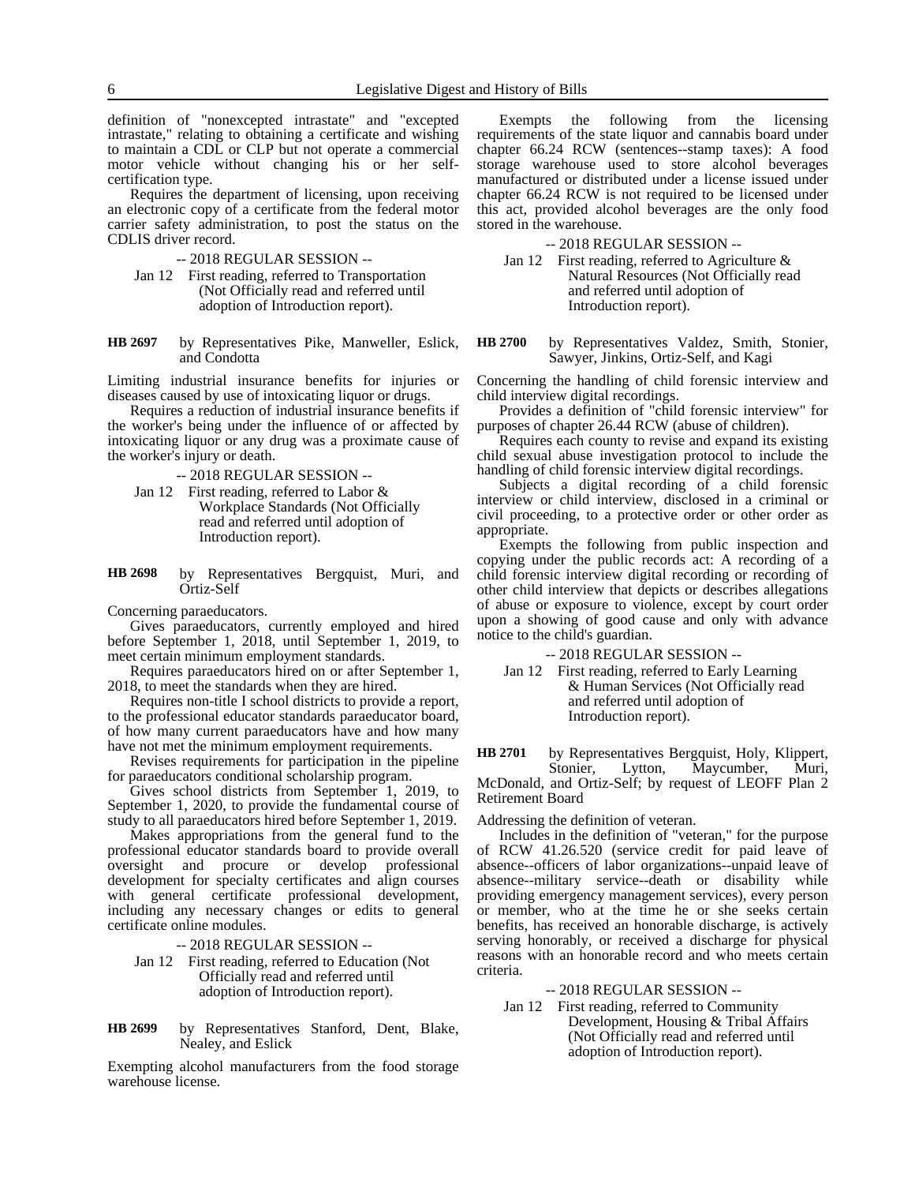definition of "nonexcepted intrastate" and "excepted intrastate," relating to obtaining a certificate and wishing to maintain a CDL or CLP but not operate a commercial motor vehicle without changing his or her self-certification type.

Requires the department of licensing, upon receiving an electronic copy of a certificate from the federal motor carrier safety administration, to post the status on the CDLIS driver record.

-- 2018 REGULAR SESSION --

Jan 12 First reading, referred to Transportation (Not Officially read and referred until adoption of Introduction report).

**HB 2697** by Representatives Pike, Manweller, Eslick, and Condotta

Limiting industrial insurance benefits for injuries or diseases caused by use of intoxicating liquor or drugs.

Requires a reduction of industrial insurance benefits if the worker's being under the influence of or affected by intoxicating liquor or any drug was a proximate cause of the worker's injury or death.

-- 2018 REGULAR SESSION --

Jan 12 First reading, referred to Labor & Workplace Standards (Not Officially read and referred until adoption of Introduction report).

**HB 2698** by Representatives Bergquist, Muri, and Ortiz-Self

Concerning paraeducators.

Gives paraeducators, currently employed and hired before September 1, 2018, until September 1, 2019, to meet certain minimum employment standards.

Requires paraeducators hired on or after September 1, 2018, to meet the standards when they are hired.

Requires non-title I school districts to provide a report, to the professional educator standards paraeducator board, of how many current paraeducators have and how many have not met the minimum employment requirements.

Revises requirements for participation in the pipeline for paraeducators conditional scholarship program.

Gives school districts from September 1, 2019, to September 1, 2020, to provide the fundamental course of study to all paraeducators hired before September 1, 2019.

Makes appropriations from the general fund to the professional educator standards board to provide overall oversight and procure or develop professional development for specialty certificates and align courses with general certificate professional development, including any necessary changes or edits to general certificate online modules.

-- 2018 REGULAR SESSION --

Jan 12 First reading, referred to Education (Not Officially read and referred until adoption of Introduction report).

**HB 2699** by Representatives Stanford, Dent, Blake, Nealey, and Eslick

Exempting alcohol manufacturers from the food storage warehouse license.

Exempts the following from the licensing requirements of the state liquor and cannabis board under chapter 66.24 RCW (sentences--stamp taxes): A food storage warehouse used to store alcohol beverages manufactured or distributed under a license issued under chapter 66.24 RCW is not required to be licensed under this act, provided alcohol beverages are the only food stored in the warehouse.

-- 2018 REGULAR SESSION --

Jan 12 First reading, referred to Agriculture & Natural Resources (Not Officially read and referred until adoption of Introduction report).

**HB 2700** by Representatives Valdez, Smith, Stonier, Sawyer, Jinkins, Ortiz-Self, and Kagi

Concerning the handling of child forensic interview and child interview digital recordings.

Provides a definition of "child forensic interview" for purposes of chapter 26.44 RCW (abuse of children).

Requires each county to revise and expand its existing child sexual abuse investigation protocol to include the handling of child forensic interview digital recordings.

Subjects a digital recording of a child forensic interview or child interview, disclosed in a criminal or civil proceeding, to a protective order or other order as appropriate.

Exempts the following from public inspection and copying under the public records act: A recording of a child forensic interview digital recording or recording of other child interview that depicts or describes allegations of abuse or exposure to violence, except by court order upon a showing of good cause and only with advance notice to the child's guardian.

-- 2018 REGULAR SESSION --

Jan 12 First reading, referred to Early Learning & Human Services (Not Officially read and referred until adoption of Introduction report).

**HB 2701** by Representatives Bergquist, Holy, Klippert, Stonier, Lytton, Maycumber, Muri, McDonald, and Ortiz-Self; by request of LEOFF Plan 2 Retirement Board

Addressing the definition of veteran.

Includes in the definition of "veteran," for the purpose of RCW 41.26.520 (service credit for paid leave of absence--officers of labor organizations--unpaid leave of absence--military service--death or disability while providing emergency management services), every person or member, who at the time he or she seeks certain benefits, has received an honorable discharge, is actively serving honorably, or received a discharge for physical reasons with an honorable record and who meets certain criteria.

-- 2018 REGULAR SESSION --

Jan 12 First reading, referred to Community Development, Housing & Tribal Affairs (Not Officially read and referred until adoption of Introduction report).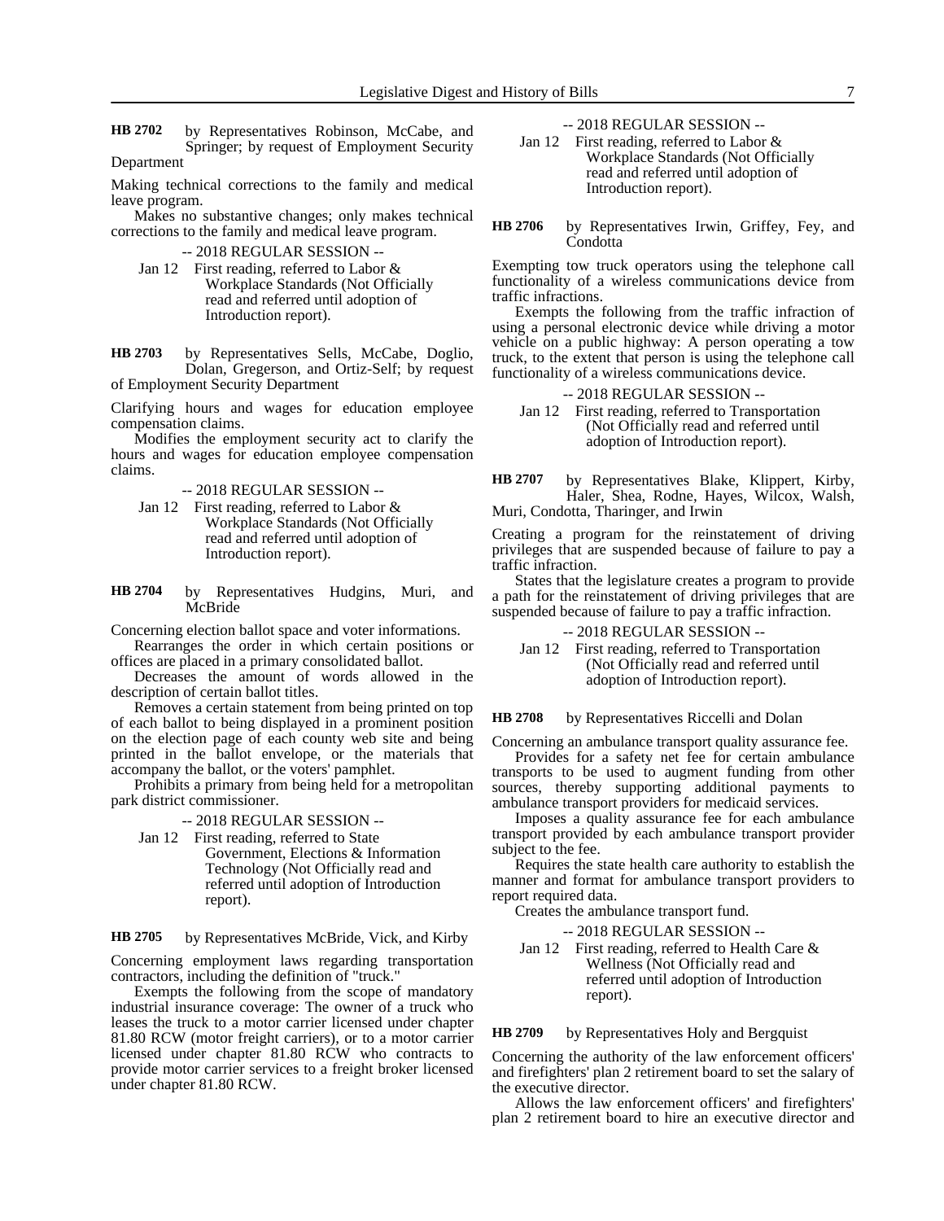**HB 2702** by Representatives Robinson, McCabe, and Springer; by request of Employment Security Department

Making technical corrections to the family and medical leave program.

Makes no substantive changes; only makes technical corrections to the family and medical leave program.

-- 2018 REGULAR SESSION --

Jan 12 First reading, referred to Labor & Workplace Standards (Not Officially read and referred until adoption of Introduction report).

**HB 2703** by Representatives Sells, McCabe, Doglio, Dolan, Gregerson, and Ortiz-Self; by request of Employment Security Department

Clarifying hours and wages for education employee compensation claims.

Modifies the employment security act to clarify the hours and wages for education employee compensation claims.

-- 2018 REGULAR SESSION --

Jan 12 First reading, referred to Labor & Workplace Standards (Not Officially read and referred until adoption of Introduction report).

**HB 2704** by Representatives Hudgins, Muri, and McBride

Concerning election ballot space and voter informations.

Rearranges the order in which certain positions or offices are placed in a primary consolidated ballot.

Decreases the amount of words allowed in the description of certain ballot titles.

Removes a certain statement from being printed on top of each ballot to being displayed in a prominent position on the election page of each county web site and being printed in the ballot envelope, or the materials that accompany the ballot, or the voters' pamphlet.

Prohibits a primary from being held for a metropolitan park district commissioner.

-- 2018 REGULAR SESSION --

Jan 12 First reading, referred to State Government, Elections & Information Technology (Not Officially read and referred until adoption of Introduction report).

**HB 2705** by Representatives McBride, Vick, and Kirby

Concerning employment laws regarding transportation contractors, including the definition of "truck."

Exempts the following from the scope of mandatory industrial insurance coverage: The owner of a truck who leases the truck to a motor carrier licensed under chapter 81.80 RCW (motor freight carriers), or to a motor carrier licensed under chapter 81.80 RCW who contracts to provide motor carrier services to a freight broker licensed under chapter 81.80 RCW.

-- 2018 REGULAR SESSION --

Jan 12 First reading, referred to Labor & Workplace Standards (Not Officially read and referred until adoption of Introduction report).

**HB 2706** by Representatives Irwin, Griffey, Fey, and Condotta

Exempting tow truck operators using the telephone call functionality of a wireless communications device from traffic infractions.

Exempts the following from the traffic infraction of using a personal electronic device while driving a motor vehicle on a public highway: A person operating a tow truck, to the extent that person is using the telephone call functionality of a wireless communications device.

-- 2018 REGULAR SESSION --

Jan 12 First reading, referred to Transportation (Not Officially read and referred until adoption of Introduction report).

**HB 2707** by Representatives Blake, Klippert, Kirby, Haler, Shea, Rodne, Hayes, Wilcox, Walsh, Muri, Condotta, Tharinger, and Irwin

Creating a program for the reinstatement of driving privileges that are suspended because of failure to pay a traffic infraction.

States that the legislature creates a program to provide a path for the reinstatement of driving privileges that are suspended because of failure to pay a traffic infraction.

-- 2018 REGULAR SESSION --

Jan 12 First reading, referred to Transportation (Not Officially read and referred until adoption of Introduction report).

**HB 2708** by Representatives Riccelli and Dolan

Concerning an ambulance transport quality assurance fee.

Provides for a safety net fee for certain ambulance transports to be used to augment funding from other sources, thereby supporting additional payments to ambulance transport providers for medicaid services.

Imposes a quality assurance fee for each ambulance transport provided by each ambulance transport provider subject to the fee.

Requires the state health care authority to establish the manner and format for ambulance transport providers to report required data.

Creates the ambulance transport fund.

-- 2018 REGULAR SESSION --

Jan 12 First reading, referred to Health Care & Wellness (Not Officially read and referred until adoption of Introduction report).

**HB 2709** by Representatives Holy and Bergquist

Concerning the authority of the law enforcement officers' and firefighters' plan 2 retirement board to set the salary of the executive director.

Allows the law enforcement officers' and firefighters' plan 2 retirement board to hire an executive director and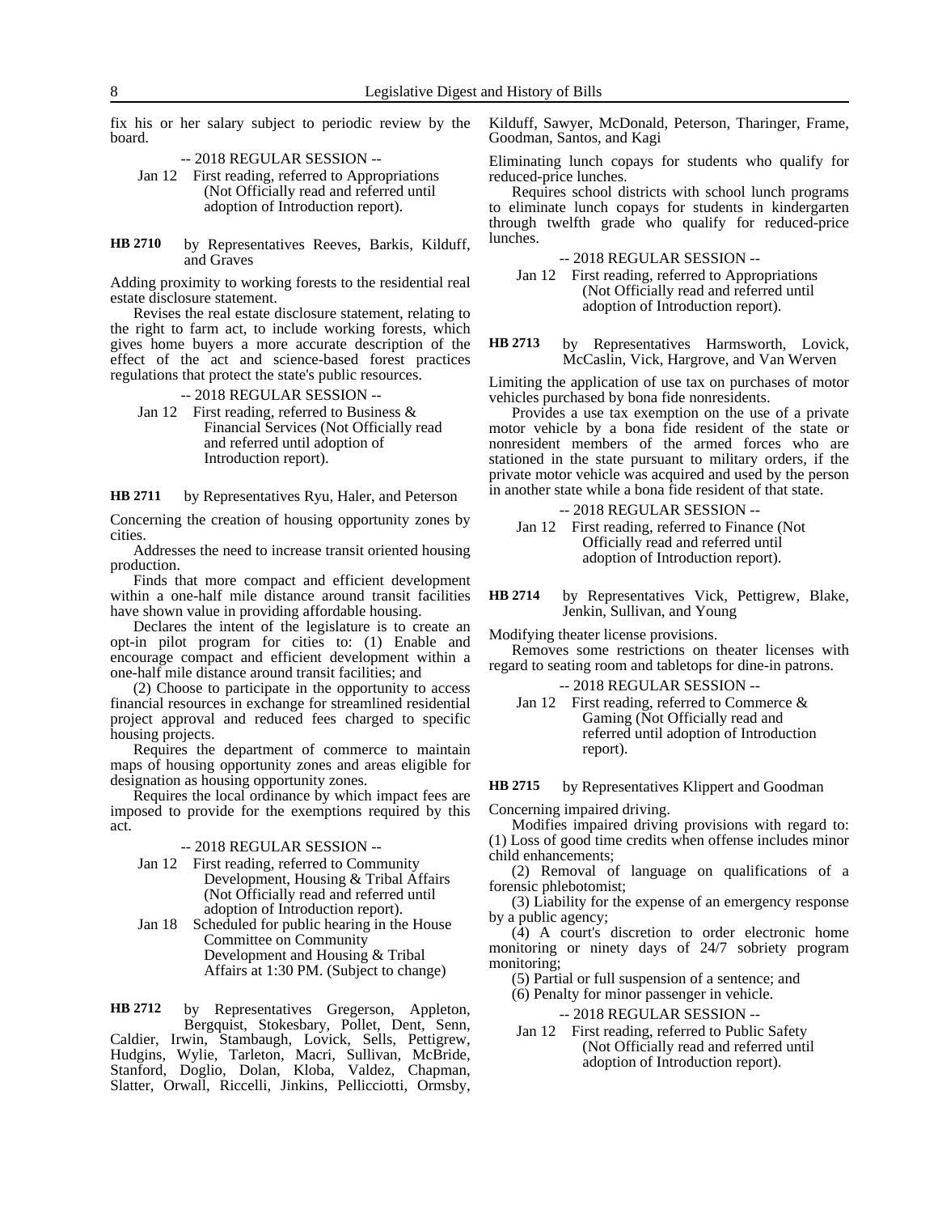fix his or her salary subject to periodic review by the board.

-- 2018 REGULAR SESSION --

Jan 12 First reading, referred to Appropriations (Not Officially read and referred until adoption of Introduction report).

**HB 2710** by Representatives Reeves, Barkis, Kilduff, and Graves

Adding proximity to working forests to the residential real estate disclosure statement.

Revises the real estate disclosure statement, relating to the right to farm act, to include working forests, which gives home buyers a more accurate description of the effect of the act and science-based forest practices regulations that protect the state's public resources.

-- 2018 REGULAR SESSION --

Jan 12 First reading, referred to Business & Financial Services (Not Officially read and referred until adoption of Introduction report).

**HB 2711** by Representatives Ryu, Haler, and Peterson

Concerning the creation of housing opportunity zones by cities.

Addresses the need to increase transit oriented housing production.

Finds that more compact and efficient development within a one-half mile distance around transit facilities have shown value in providing affordable housing.

Declares the intent of the legislature is to create an opt-in pilot program for cities to: (1) Enable and encourage compact and efficient development within a one-half mile distance around transit facilities; and

(2) Choose to participate in the opportunity to access financial resources in exchange for streamlined residential project approval and reduced fees charged to specific housing projects.

Requires the department of commerce to maintain maps of housing opportunity zones and areas eligible for designation as housing opportunity zones.

Requires the local ordinance by which impact fees are imposed to provide for the exemptions required by this act.

-- 2018 REGULAR SESSION --

Jan 12 First reading, referred to Community Development, Housing & Tribal Affairs (Not Officially read and referred until adoption of Introduction report).

Jan 18 Scheduled for public hearing in the House Committee on Community Development and Housing & Tribal Affairs at 1:30 PM. (Subject to change)

**HB 2712** by Representatives Gregerson, Appleton, Bergquist, Stokesbary, Pollet, Dent, Senn, Caldier, Irwin, Stambaugh, Lovick, Sells, Pettigrew, Hudgins, Wylie, Tarleton, Macri, Sullivan, McBride, Stanford, Doglio, Dolan, Kloba, Valdez, Chapman, Slatter, Orwall, Riccelli, Jinkins, Pellicciotti, Ormsby, Kilduff, Sawyer, McDonald, Peterson, Tharinger, Frame, Goodman, Santos, and Kagi

Eliminating lunch copays for students who qualify for reduced-price lunches.

Requires school districts with school lunch programs to eliminate lunch copays for students in kindergarten through twelfth grade who qualify for reduced-price lunches.

-- 2018 REGULAR SESSION --

Jan 12 First reading, referred to Appropriations (Not Officially read and referred until adoption of Introduction report).

**HB 2713** by Representatives Harmsworth, Lovick, McCaslin, Vick, Hargrove, and Van Werven

Limiting the application of use tax on purchases of motor vehicles purchased by bona fide nonresidents.

Provides a use tax exemption on the use of a private motor vehicle by a bona fide resident of the state or nonresident members of the armed forces who are stationed in the state pursuant to military orders, if the private motor vehicle was acquired and used by the person in another state while a bona fide resident of that state.

-- 2018 REGULAR SESSION --

Jan 12 First reading, referred to Finance (Not Officially read and referred until adoption of Introduction report).

**HB 2714** by Representatives Vick, Pettigrew, Blake, Jenkin, Sullivan, and Young

Modifying theater license provisions.

Removes some restrictions on theater licenses with regard to seating room and tabletops for dine-in patrons.

-- 2018 REGULAR SESSION --

Jan 12 First reading, referred to Commerce & Gaming (Not Officially read and referred until adoption of Introduction report).

**HB 2715** by Representatives Klippert and Goodman

Concerning impaired driving.

Modifies impaired driving provisions with regard to: (1) Loss of good time credits when offense includes minor child enhancements;

(2) Removal of language on qualifications of a forensic phlebotomist;

(3) Liability for the expense of an emergency response by a public agency;

(4) A court's discretion to order electronic home monitoring or ninety days of 24/7 sobriety program monitoring;

(5) Partial or full suspension of a sentence; and

(6) Penalty for minor passenger in vehicle.

-- 2018 REGULAR SESSION --

Jan 12 First reading, referred to Public Safety (Not Officially read and referred until adoption of Introduction report).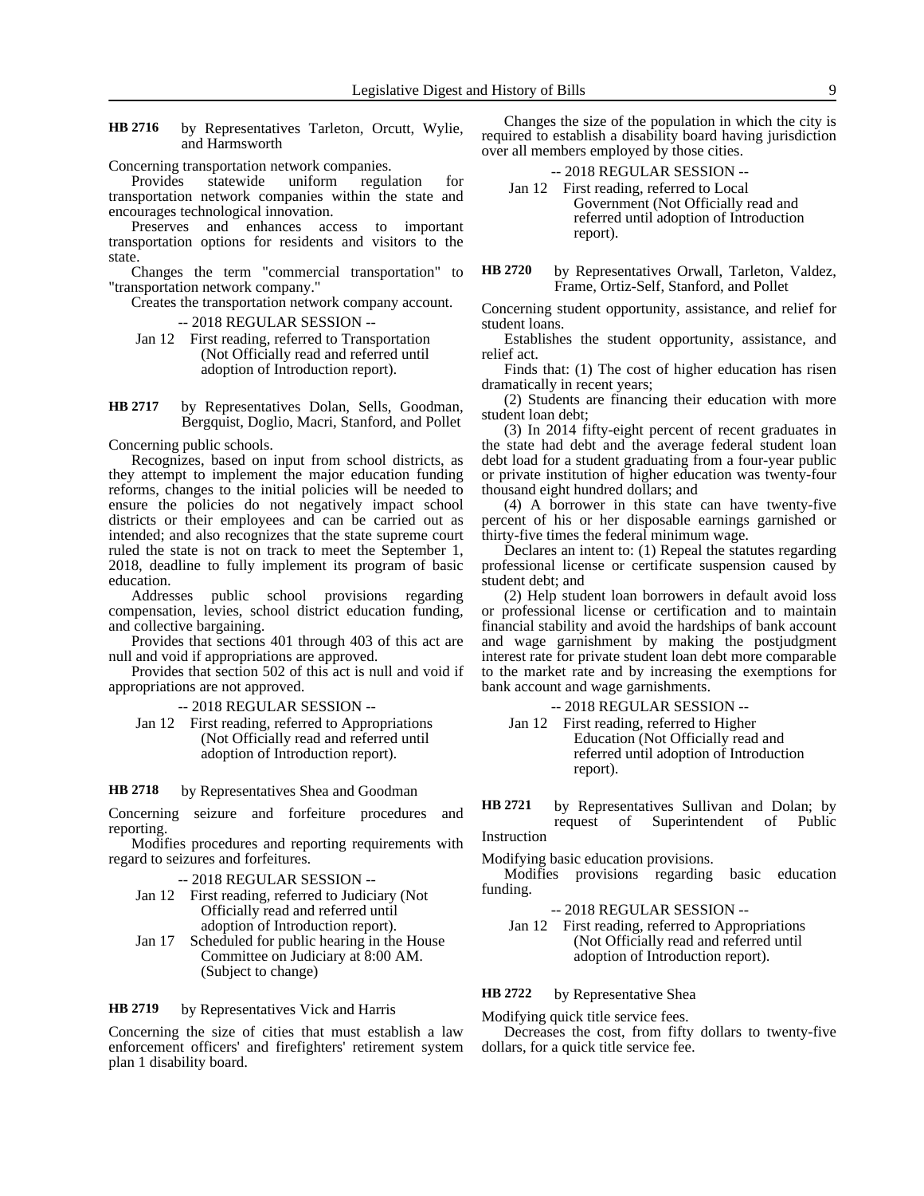**HB 2716** by Representatives Tarleton, Orcutt, Wylie, and Harmsworth

Concerning transportation network companies.

Provides statewide uniform regulation for transportation network companies within the state and encourages technological innovation.

Preserves and enhances access to important transportation options for residents and visitors to the state.

Changes the term "commercial transportation" to "transportation network company."

Creates the transportation network company account.

-- 2018 REGULAR SESSION --

Jan 12 First reading, referred to Transportation (Not Officially read and referred until adoption of Introduction report).

**HB 2717** by Representatives Dolan, Sells, Goodman, Bergquist, Doglio, Macri, Stanford, and Pollet

Concerning public schools.

Recognizes, based on input from school districts, as they attempt to implement the major education funding reforms, changes to the initial policies will be needed to ensure the policies do not negatively impact school districts or their employees and can be carried out as intended; and also recognizes that the state supreme court ruled the state is not on track to meet the September 1, 2018, deadline to fully implement its program of basic education.

Addresses public school provisions regarding compensation, levies, school district education funding, and collective bargaining.

Provides that sections 401 through 403 of this act are null and void if appropriations are approved.

Provides that section 502 of this act is null and void if appropriations are not approved.

-- 2018 REGULAR SESSION --

Jan 12 First reading, referred to Appropriations (Not Officially read and referred until adoption of Introduction report).

**HB 2718** by Representatives Shea and Goodman

Concerning seizure and forfeiture procedures and reporting.

Modifies procedures and reporting requirements with regard to seizures and forfeitures.

-- 2018 REGULAR SESSION --

Jan 12 First reading, referred to Judiciary (Not Officially read and referred until adoption of Introduction report).

Jan 17 Scheduled for public hearing in the House Committee on Judiciary at 8:00 AM. (Subject to change)

**HB 2719** by Representatives Vick and Harris

Concerning the size of cities that must establish a law enforcement officers' and firefighters' retirement system plan 1 disability board.

Changes the size of the population in which the city is required to establish a disability board having jurisdiction over all members employed by those cities.

-- 2018 REGULAR SESSION --

Jan 12 First reading, referred to Local Government (Not Officially read and referred until adoption of Introduction report).

**HB 2720** by Representatives Orwall, Tarleton, Valdez, Frame, Ortiz-Self, Stanford, and Pollet

Concerning student opportunity, assistance, and relief for student loans.

Establishes the student opportunity, assistance, and relief act.

Finds that: (1) The cost of higher education has risen dramatically in recent years;

(2) Students are financing their education with more student loan debt;

(3) In 2014 fifty-eight percent of recent graduates in the state had debt and the average federal student loan debt load for a student graduating from a four-year public or private institution of higher education was twenty-four thousand eight hundred dollars; and

(4) A borrower in this state can have twenty-five percent of his or her disposable earnings garnished or thirty-five times the federal minimum wage.

Declares an intent to: (1) Repeal the statutes regarding professional license or certificate suspension caused by student debt; and

(2) Help student loan borrowers in default avoid loss or professional license or certification and to maintain financial stability and avoid the hardships of bank account and wage garnishment by making the postjudgment interest rate for private student loan debt more comparable to the market rate and by increasing the exemptions for bank account and wage garnishments.

-- 2018 REGULAR SESSION --

Jan 12 First reading, referred to Higher Education (Not Officially read and referred until adoption of Introduction report).

**HB 2721** by Representatives Sullivan and Dolan; by request of Superintendent of Public Instruction

Modifying basic education provisions.

Modifies provisions regarding basic education funding.

-- 2018 REGULAR SESSION --

Jan 12 First reading, referred to Appropriations (Not Officially read and referred until adoption of Introduction report).

**HB 2722** by Representative Shea

Modifying quick title service fees.

Decreases the cost, from fifty dollars to twenty-five dollars, for a quick title service fee.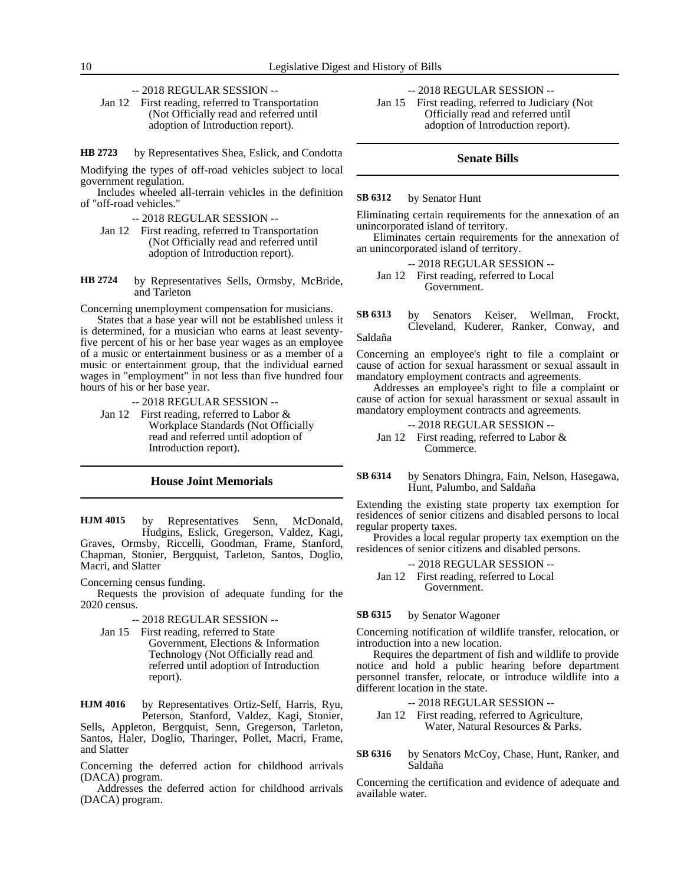-- 2018 REGULAR SESSION --

Jan 12 First reading, referred to Transportation (Not Officially read and referred until adoption of Introduction report).

**HB 2723** by Representatives Shea, Eslick, and Condotta

Modifying the types of off-road vehicles subject to local government regulation.

Includes wheeled all-terrain vehicles in the definition of "off-road vehicles."

-- 2018 REGULAR SESSION --

Jan 12 First reading, referred to Transportation (Not Officially read and referred until adoption of Introduction report).

**HB 2724** by Representatives Sells, Ormsby, McBride, and Tarleton

Concerning unemployment compensation for musicians.

States that a base year will not be established unless it is determined, for a musician who earns at least seventy-five percent of his or her base year wages as an employee of a music or entertainment business or as a member of a music or entertainment group, that the individual earned wages in "employment" in not less than five hundred four hours of his or her base year.

-- 2018 REGULAR SESSION --

Jan 12 First reading, referred to Labor & Workplace Standards (Not Officially read and referred until adoption of Introduction report).

## House Joint Memorials

**HJM 4015** by Representatives Senn, McDonald, Hudgins, Eslick, Gregerson, Valdez, Kagi, Graves, Ormsby, Riccelli, Goodman, Frame, Stanford, Chapman, Stonier, Bergquist, Tarleton, Santos, Doglio, Macri, and Slatter

Concerning census funding.

Requests the provision of adequate funding for the 2020 census.

-- 2018 REGULAR SESSION --

Jan 15 First reading, referred to State Government, Elections & Information Technology (Not Officially read and referred until adoption of Introduction report).

**HJM 4016** by Representatives Ortiz-Self, Harris, Ryu, Peterson, Stanford, Valdez, Kagi, Stonier, Sells, Appleton, Bergquist, Senn, Gregerson, Tarleton, Santos, Haler, Doglio, Tharinger, Pollet, Macri, Frame, and Slatter

Concerning the deferred action for childhood arrivals (DACA) program.

Addresses the deferred action for childhood arrivals (DACA) program.

-- 2018 REGULAR SESSION --

Jan 15 First reading, referred to Judiciary (Not Officially read and referred until adoption of Introduction report).

## Senate Bills

**SB 6312** by Senator Hunt

Eliminating certain requirements for the annexation of an unincorporated island of territory.

Eliminates certain requirements for the annexation of an unincorporated island of territory.

-- 2018 REGULAR SESSION --

Jan 12 First reading, referred to Local Government.

**SB 6313** by Senators Keiser, Wellman, Frockt, Cleveland, Kuderer, Ranker, Conway, and Saldaña

Concerning an employee's right to file a complaint or cause of action for sexual harassment or sexual assault in mandatory employment contracts and agreements.

Addresses an employee's right to file a complaint or cause of action for sexual harassment or sexual assault in mandatory employment contracts and agreements.

-- 2018 REGULAR SESSION --

Jan 12 First reading, referred to Labor & Commerce.

**SB 6314** by Senators Dhingra, Fain, Nelson, Hasegawa, Hunt, Palumbo, and Saldaña

Extending the existing state property tax exemption for residences of senior citizens and disabled persons to local regular property taxes.

Provides a local regular property tax exemption on the residences of senior citizens and disabled persons.

-- 2018 REGULAR SESSION --

Jan 12 First reading, referred to Local Government.

**SB 6315** by Senator Wagoner

Concerning notification of wildlife transfer, relocation, or introduction into a new location.

Requires the department of fish and wildlife to provide notice and hold a public hearing before department personnel transfer, relocate, or introduce wildlife into a different location in the state.

-- 2018 REGULAR SESSION --

Jan 12 First reading, referred to Agriculture, Water, Natural Resources & Parks.

**SB 6316** by Senators McCoy, Chase, Hunt, Ranker, and Saldaña

Concerning the certification and evidence of adequate and available water.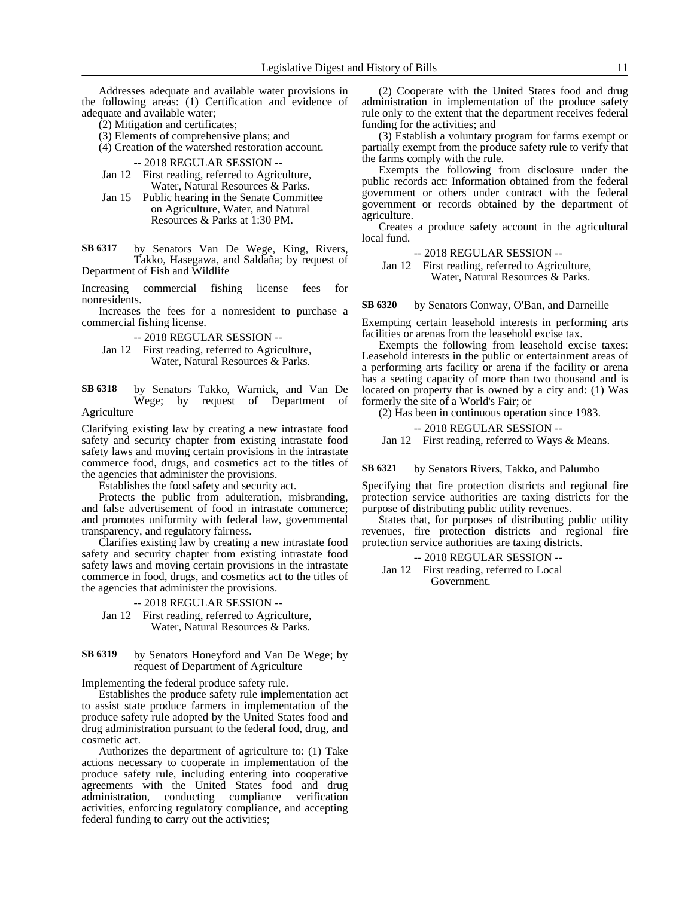Addresses adequate and available water provisions in the following areas: (1) Certification and evidence of adequate and available water;

(2) Mitigation and certificates;

(3) Elements of comprehensive plans; and

(4) Creation of the watershed restoration account.

-- 2018 REGULAR SESSION --

Jan 12 First reading, referred to Agriculture, Water, Natural Resources & Parks.

Jan 15 Public hearing in the Senate Committee on Agriculture, Water, and Natural Resources & Parks at 1:30 PM.

**SB 6317** by Senators Van De Wege, King, Rivers, Takko, Hasegawa, and Saldaña; by request of Department of Fish and Wildlife

Increasing commercial fishing license fees for nonresidents.

Increases the fees for a nonresident to purchase a commercial fishing license.

-- 2018 REGULAR SESSION --

Jan 12 First reading, referred to Agriculture, Water, Natural Resources & Parks.

**SB 6318** by Senators Takko, Warnick, and Van De Wege; by request of Department of Agriculture

Clarifying existing law by creating a new intrastate food safety and security chapter from existing intrastate food safety laws and moving certain provisions in the intrastate commerce food, drugs, and cosmetics act to the titles of the agencies that administer the provisions.

Establishes the food safety and security act.

Protects the public from adulteration, misbranding, and false advertisement of food in intrastate commerce; and promotes uniformity with federal law, governmental transparency, and regulatory fairness.

Clarifies existing law by creating a new intrastate food safety and security chapter from existing intrastate food safety laws and moving certain provisions in the intrastate commerce in food, drugs, and cosmetics act to the titles of the agencies that administer the provisions.

-- 2018 REGULAR SESSION --

Jan 12 First reading, referred to Agriculture, Water, Natural Resources & Parks.

**SB 6319** by Senators Honeyford and Van De Wege; by request of Department of Agriculture

Implementing the federal produce safety rule.

Establishes the produce safety rule implementation act to assist state produce farmers in implementation of the produce safety rule adopted by the United States food and drug administration pursuant to the federal food, drug, and cosmetic act.

Authorizes the department of agriculture to: (1) Take actions necessary to cooperate in implementation of the produce safety rule, including entering into cooperative agreements with the United States food and drug administration, conducting compliance verification activities, enforcing regulatory compliance, and accepting federal funding to carry out the activities;

(2) Cooperate with the United States food and drug administration in implementation of the produce safety rule only to the extent that the department receives federal funding for the activities; and

(3) Establish a voluntary program for farms exempt or partially exempt from the produce safety rule to verify that the farms comply with the rule.

Exempts the following from disclosure under the public records act: Information obtained from the federal government or others under contract with the federal government or records obtained by the department of agriculture.

Creates a produce safety account in the agricultural local fund.

-- 2018 REGULAR SESSION --

Jan 12 First reading, referred to Agriculture, Water, Natural Resources & Parks.

**SB 6320** by Senators Conway, O'Ban, and Darneille

Exempting certain leasehold interests in performing arts facilities or arenas from the leasehold excise tax.

Exempts the following from leasehold excise taxes: Leasehold interests in the public or entertainment areas of a performing arts facility or arena if the facility or arena has a seating capacity of more than two thousand and is located on property that is owned by a city and: (1) Was formerly the site of a World's Fair; or

(2) Has been in continuous operation since 1983.

-- 2018 REGULAR SESSION --

Jan 12 First reading, referred to Ways & Means.

**SB 6321** by Senators Rivers, Takko, and Palumbo

Specifying that fire protection districts and regional fire protection service authorities are taxing districts for the purpose of distributing public utility revenues.

States that, for purposes of distributing public utility revenues, fire protection districts and regional fire protection service authorities are taxing districts.

-- 2018 REGULAR SESSION --

Jan 12 First reading, referred to Local Government.